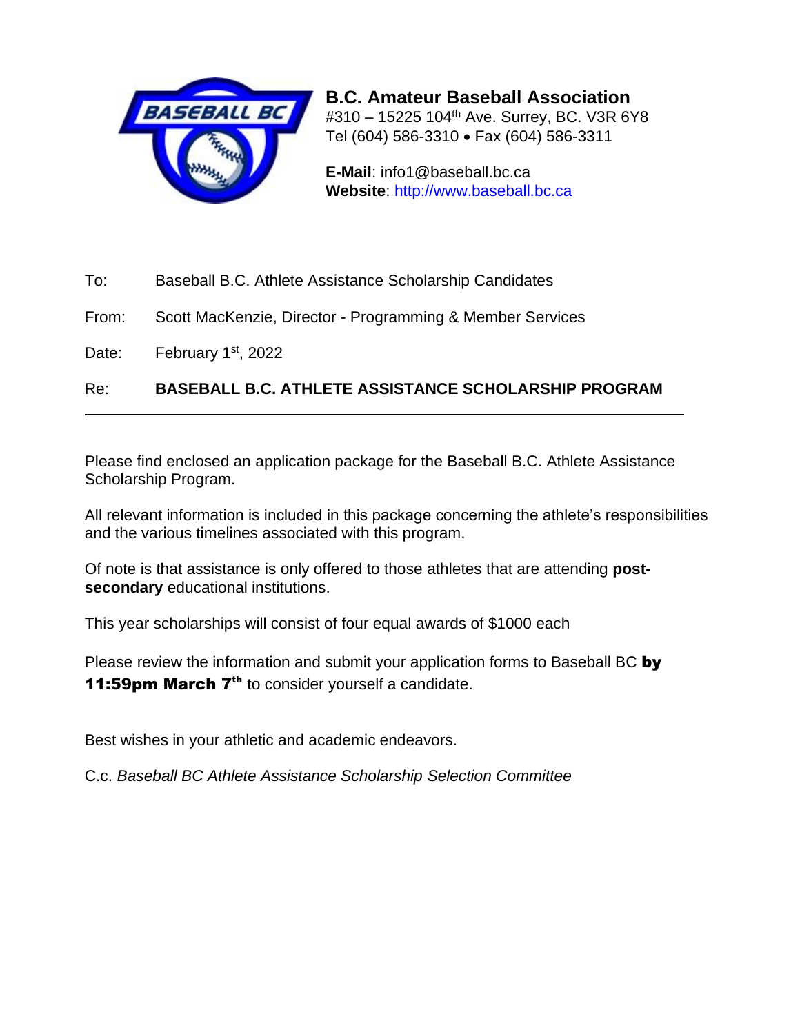**B.C. Amateur Baseball Association**
#310 – 15225 104th Ave. Surrey, BC. V3R 6Y8
Tel (604) 586-3310 • Fax (604) 586-3311

**E-Mail**: info1@baseball.bc.ca
**Website**: http://www.baseball.bc.ca

To: Baseball B.C. Athlete Assistance Scholarship Candidates

From: Scott MacKenzie, Director - Programming & Member Services

Date: February 1st, 2022

Re: **BASEBALL B.C. ATHLETE ASSISTANCE SCHOLARSHIP PROGRAM**

---

Please find enclosed an application package for the Baseball B.C. Athlete Assistance Scholarship Program.

All relevant information is included in this package concerning the athlete's responsibilities and the various timelines associated with this program.

Of note is that assistance is only offered to those athletes that are attending **post-secondary** educational institutions.

This year scholarships will consist of four equal awards of $1000 each

Please review the information and submit your application forms to Baseball BC **by 11:59pm March 7th** to consider yourself a candidate.

Best wishes in your athletic and academic endeavors.

C.c. *Baseball BC Athlete Assistance Scholarship Selection Committee*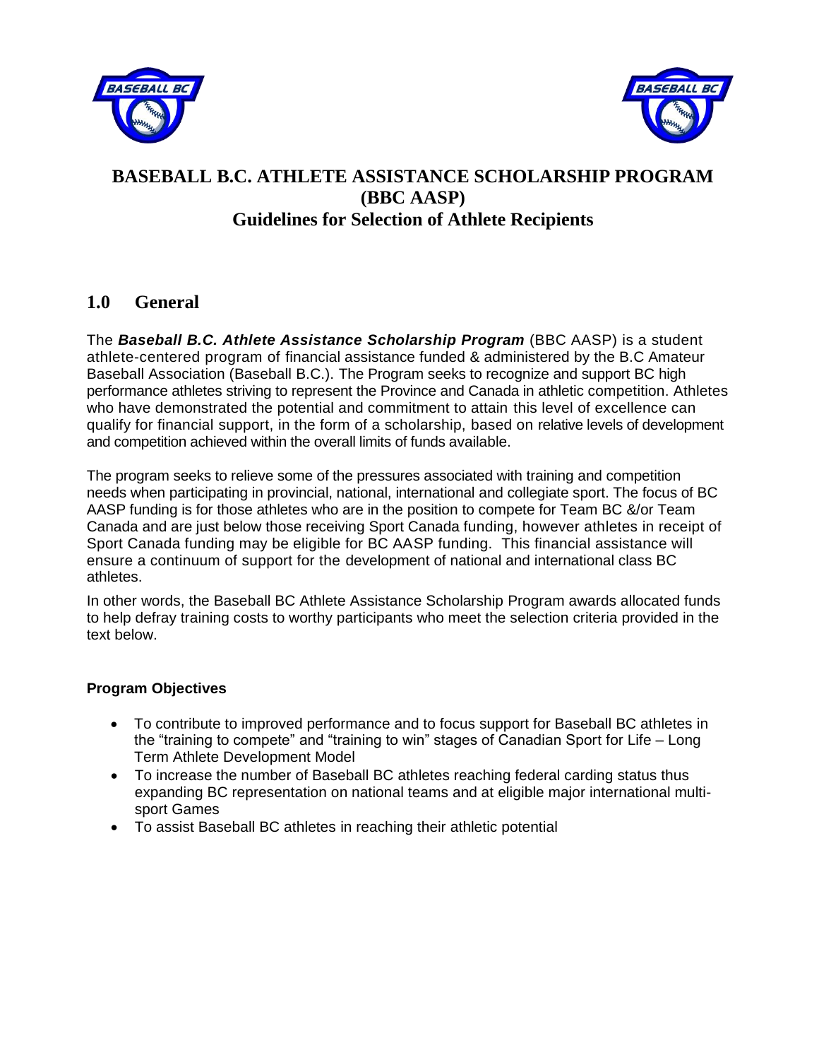# BASEBALL B.C. ATHLETE ASSISTANCE SCHOLARSHIP PROGRAM (BBC AASP)
## Guidelines for Selection of Athlete Recipients

## 1.0 General

The ***Baseball B.C. Athlete Assistance Scholarship Program*** (BBC AASP) is a student athlete-centered program of financial assistance funded & administered by the B.C Amateur Baseball Association (Baseball B.C.). The Program seeks to recognize and support BC high performance athletes striving to represent the Province and Canada in athletic competition. Athletes who have demonstrated the potential and commitment to attain this level of excellence can qualify for financial support, in the form of a scholarship, based on relative levels of development and competition achieved within the overall limits of funds available.

The program seeks to relieve some of the pressures associated with training and competition needs when participating in provincial, national, international and collegiate sport. The focus of BC AASP funding is for those athletes who are in the position to compete for Team BC &/or Team Canada and are just below those receiving Sport Canada funding, however athletes in receipt of Sport Canada funding may be eligible for BC AASP funding. This financial assistance will ensure a continuum of support for the development of national and international class BC athletes.

In other words, the Baseball BC Athlete Assistance Scholarship Program awards allocated funds to help defray training costs to worthy participants who meet the selection criteria provided in the text below.

**Program Objectives**

- To contribute to improved performance and to focus support for Baseball BC athletes in the "training to compete" and "training to win" stages of Canadian Sport for Life – Long Term Athlete Development Model
- To increase the number of Baseball BC athletes reaching federal carding status thus expanding BC representation on national teams and at eligible major international multi-sport Games
- To assist Baseball BC athletes in reaching their athletic potential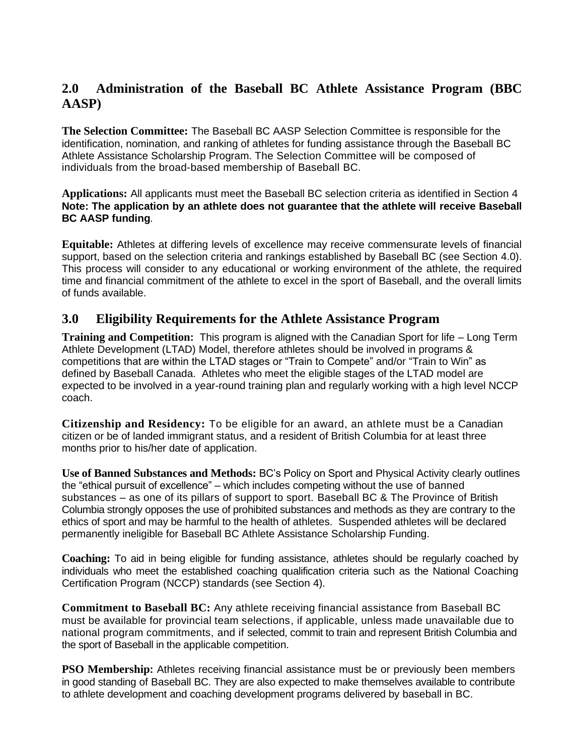## 2.0 Administration of the Baseball BC Athlete Assistance Program (BBC AASP)

**The Selection Committee:** The Baseball BC AASP Selection Committee is responsible for the identification, nomination, and ranking of athletes for funding assistance through the Baseball BC Athlete Assistance Scholarship Program. The Selection Committee will be composed of individuals from the broad-based membership of Baseball BC.

**Applications:** All applicants must meet the Baseball BC selection criteria as identified in Section 4 **Note: The application by an athlete does not guarantee that the athlete will receive Baseball BC AASP funding**.

**Equitable:** Athletes at differing levels of excellence may receive commensurate levels of financial support, based on the selection criteria and rankings established by Baseball BC (see Section 4.0). This process will consider to any educational or working environment of the athlete, the required time and financial commitment of the athlete to excel in the sport of Baseball, and the overall limits of funds available.

## 3.0 Eligibility Requirements for the Athlete Assistance Program

**Training and Competition:** This program is aligned with the Canadian Sport for life – Long Term Athlete Development (LTAD) Model, therefore athletes should be involved in programs & competitions that are within the LTAD stages or "Train to Compete" and/or "Train to Win" as defined by Baseball Canada. Athletes who meet the eligible stages of the LTAD model are expected to be involved in a year-round training plan and regularly working with a high level NCCP coach.

**Citizenship and Residency:** To be eligible for an award, an athlete must be a Canadian citizen or be of landed immigrant status, and a resident of British Columbia for at least three months prior to his/her date of application.

**Use of Banned Substances and Methods:** BC's Policy on Sport and Physical Activity clearly outlines the "ethical pursuit of excellence" – which includes competing without the use of banned substances – as one of its pillars of support to sport. Baseball BC & The Province of British Columbia strongly opposes the use of prohibited substances and methods as they are contrary to the ethics of sport and may be harmful to the health of athletes. Suspended athletes will be declared permanently ineligible for Baseball BC Athlete Assistance Scholarship Funding.

**Coaching:** To aid in being eligible for funding assistance, athletes should be regularly coached by individuals who meet the established coaching qualification criteria such as the National Coaching Certification Program (NCCP) standards (see Section 4).

**Commitment to Baseball BC:** Any athlete receiving financial assistance from Baseball BC must be available for provincial team selections, if applicable, unless made unavailable due to national program commitments, and if selected, commit to train and represent British Columbia and the sport of Baseball in the applicable competition.

**PSO Membership:** Athletes receiving financial assistance must be or previously been members in good standing of Baseball BC. They are also expected to make themselves available to contribute to athlete development and coaching development programs delivered by baseball in BC.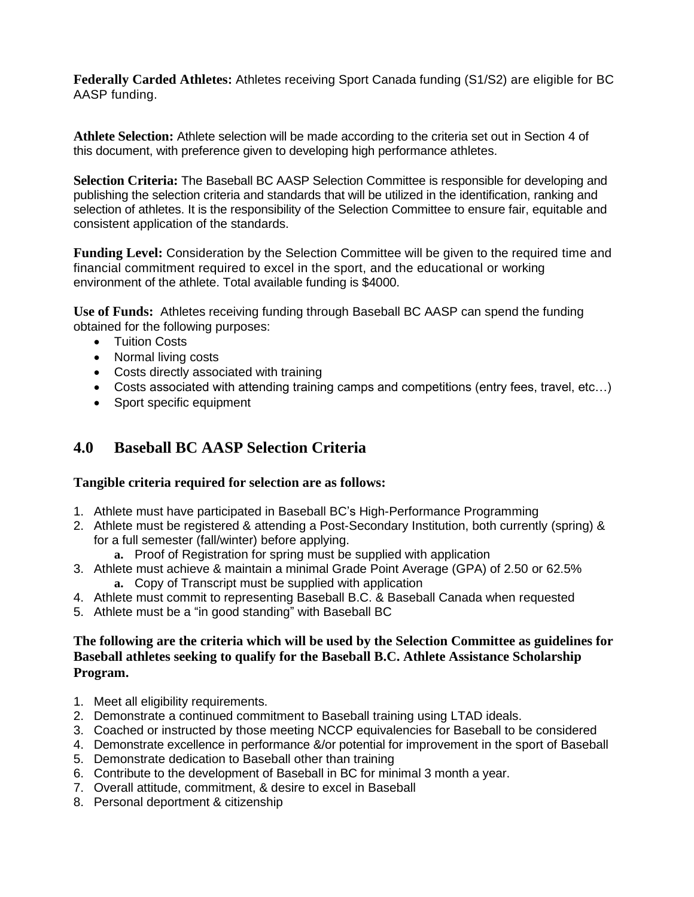**Federally Carded Athletes:** Athletes receiving Sport Canada funding (S1/S2) are eligible for BC AASP funding.

**Athlete Selection:** Athlete selection will be made according to the criteria set out in Section 4 of this document, with preference given to developing high performance athletes.

**Selection Criteria:** The Baseball BC AASP Selection Committee is responsible for developing and publishing the selection criteria and standards that will be utilized in the identification, ranking and selection of athletes. It is the responsibility of the Selection Committee to ensure fair, equitable and consistent application of the standards.

**Funding Level:** Consideration by the Selection Committee will be given to the required time and financial commitment required to excel in the sport, and the educational or working environment of the athlete. Total available funding is $4000.

**Use of Funds:** Athletes receiving funding through Baseball BC AASP can spend the funding obtained for the following purposes:

- Tuition Costs
- Normal living costs
- Costs directly associated with training
- Costs associated with attending training camps and competitions (entry fees, travel, etc…)
- Sport specific equipment

## 4.0 Baseball BC AASP Selection Criteria

**Tangible criteria required for selection are as follows:**

1. Athlete must have participated in Baseball BC's High-Performance Programming
2. Athlete must be registered & attending a Post-Secondary Institution, both currently (spring) & for a full semester (fall/winter) before applying.
   a. Proof of Registration for spring must be supplied with application
3. Athlete must achieve & maintain a minimal Grade Point Average (GPA) of 2.50 or 62.5%
   a. Copy of Transcript must be supplied with application
4. Athlete must commit to representing Baseball B.C. & Baseball Canada when requested
5. Athlete must be a "in good standing" with Baseball BC

**The following are the criteria which will be used by the Selection Committee as guidelines for Baseball athletes seeking to qualify for the Baseball B.C. Athlete Assistance Scholarship Program.**

1. Meet all eligibility requirements.
2. Demonstrate a continued commitment to Baseball training using LTAD ideals.
3. Coached or instructed by those meeting NCCP equivalencies for Baseball to be considered
4. Demonstrate excellence in performance &/or potential for improvement in the sport of Baseball
5. Demonstrate dedication to Baseball other than training
6. Contribute to the development of Baseball in BC for minimal 3 month a year.
7. Overall attitude, commitment, & desire to excel in Baseball
8. Personal deportment & citizenship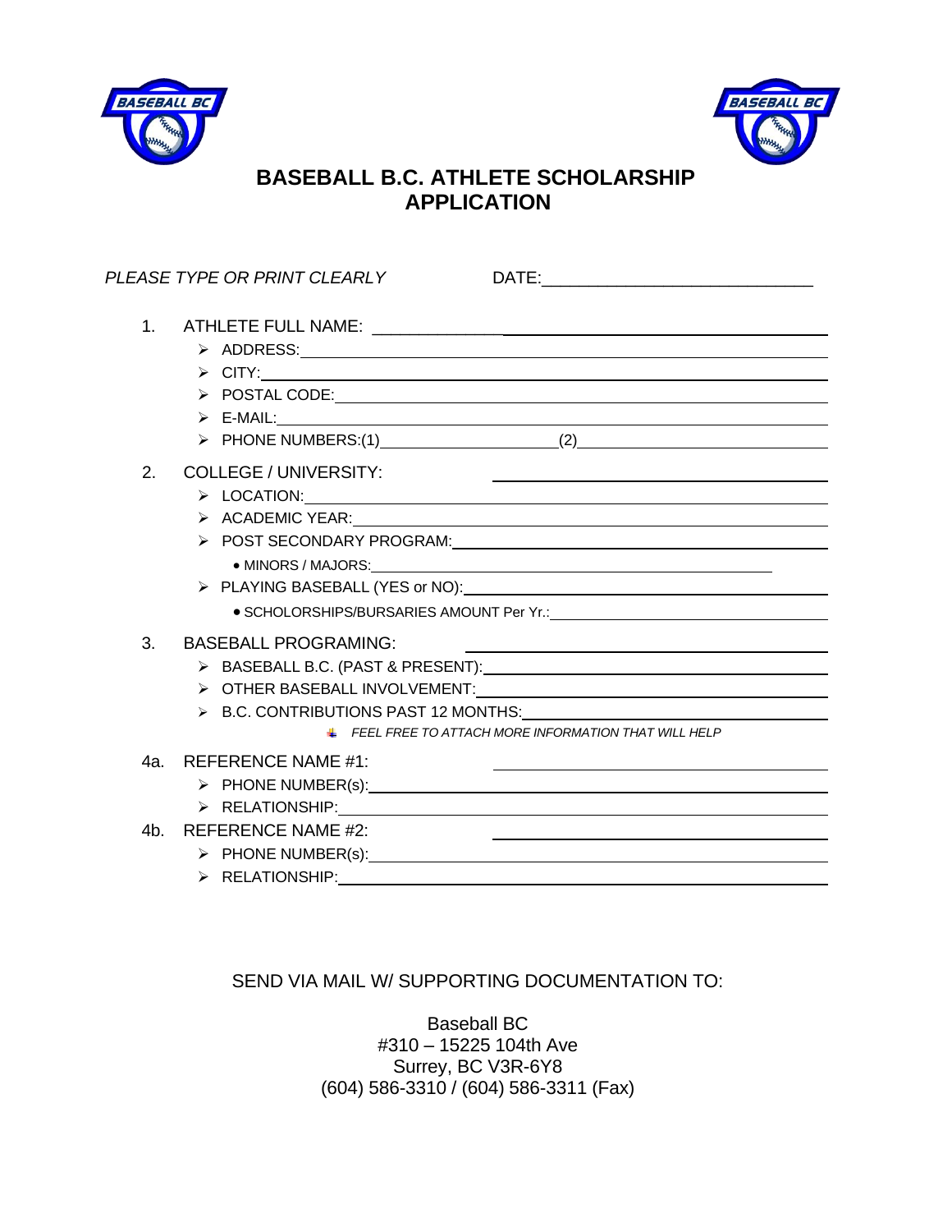# BASEBALL B.C. ATHLETE SCHOLARSHIP APPLICATION

*PLEASE TYPE OR PRINT CLEARLY* DATE:____________________________

1. ATHLETE FULL NAME: ____________________________________________
   - ADDRESS: ____________________________________________
   - CITY: ____________________________________________
   - POSTAL CODE: ____________________________________________
   - E-MAIL: ____________________________________________
   - PHONE NUMBERS:(1)____________________(2)____________________

2. COLLEGE / UNIVERSITY: ____________________________________________
   - LOCATION: ____________________________________________
   - ACADEMIC YEAR: ____________________________________________
   - POST SECONDARY PROGRAM: ____________________________________________
     - MINORS / MAJORS: ____________________________________________
   - PLAYING BASEBALL (YES or NO): ____________________________________________
     - SCHOLORSHIPS/BURSARIES AMOUNT Per Yr.: ____________________________________________

3. BASEBALL PROGRAMING: ____________________________________________
   - BASEBALL B.C. (PAST & PRESENT): ____________________________________________
   - OTHER BASEBALL INVOLVEMENT: ____________________________________________
   - B.C. CONTRIBUTIONS PAST 12 MONTHS: ____________________________________________
     - *FEEL FREE TO ATTACH MORE INFORMATION THAT WILL HELP*

4a. REFERENCE NAME #1: ____________________________________________
   - PHONE NUMBER(s): ____________________________________________
   - RELATIONSHIP: ____________________________________________

4b. REFERENCE NAME #2: ____________________________________________
   - PHONE NUMBER(s): ____________________________________________
   - RELATIONSHIP: ____________________________________________

SEND VIA MAIL W/ SUPPORTING DOCUMENTATION TO:

Baseball BC
#310 – 15225 104th Ave
Surrey, BC V3R-6Y8
(604) 586-3310 / (604) 586-3311 (Fax)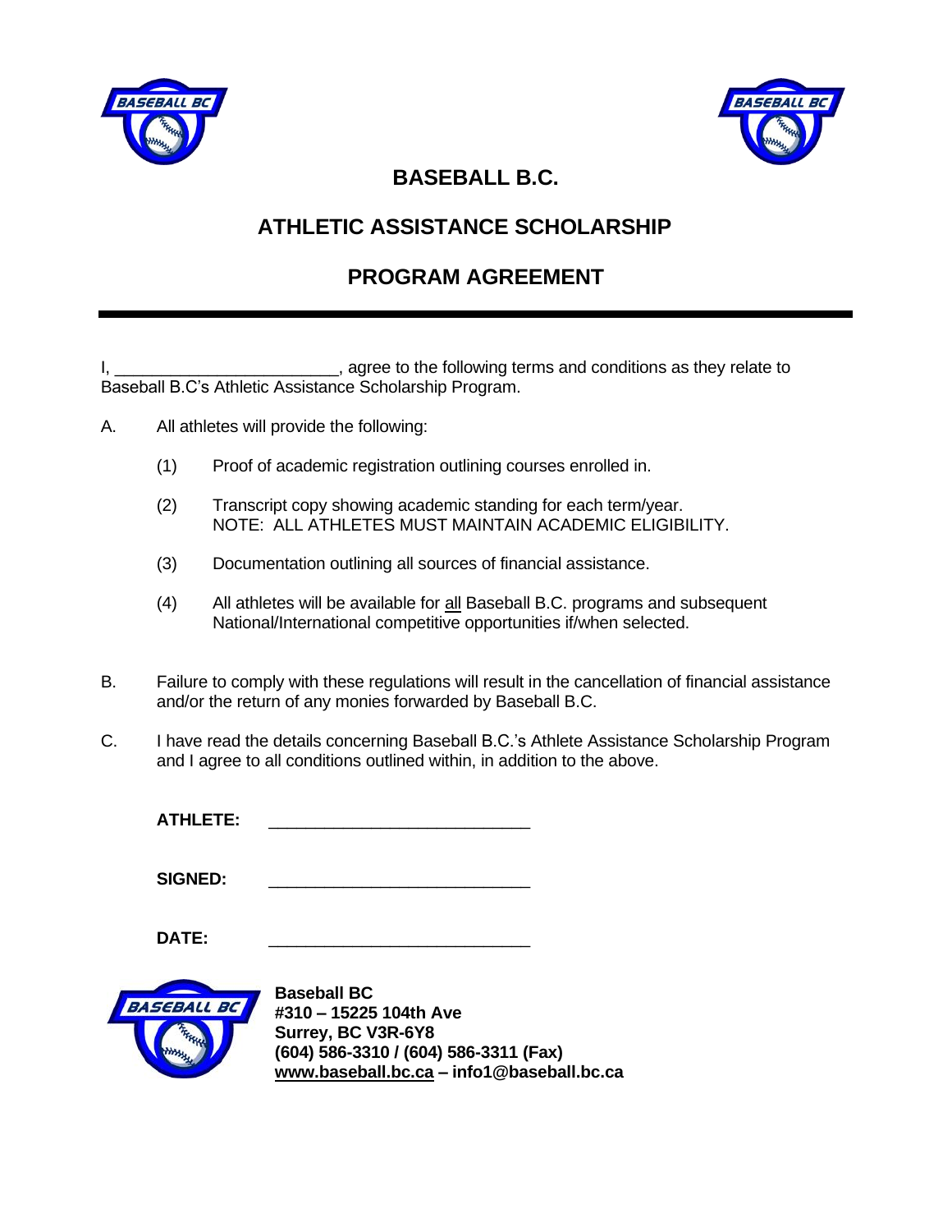# BASEBALL B.C.

## ATHLETIC ASSISTANCE SCHOLARSHIP

## PROGRAM AGREEMENT

I, ________________________, agree to the following terms and conditions as they relate to Baseball B.C's Athletic Assistance Scholarship Program.

A. All athletes will provide the following:

   (1) Proof of academic registration outlining courses enrolled in.

   (2) Transcript copy showing academic standing for each term/year.
   NOTE: ALL ATHLETES MUST MAINTAIN ACADEMIC ELIGIBILITY.

   (3) Documentation outlining all sources of financial assistance.

   (4) All athletes will be available for <u>all</u> Baseball B.C. programs and subsequent National/International competitive opportunities if/when selected.

B. Failure to comply with these regulations will result in the cancellation of financial assistance and/or the return of any monies forwarded by Baseball B.C.

C. I have read the details concerning Baseball B.C.'s Athlete Assistance Scholarship Program and I agree to all conditions outlined within, in addition to the above.

**ATHLETE:** ___________________________

**SIGNED:** ___________________________

**DATE:** ___________________________

**Baseball BC**
**#310 – 15225 104th Ave**
**Surrey, BC V3R-6Y8**
**(604) 586-3310 / (604) 586-3311 (Fax)**
**www.baseball.bc.ca – info1@baseball.bc.ca**